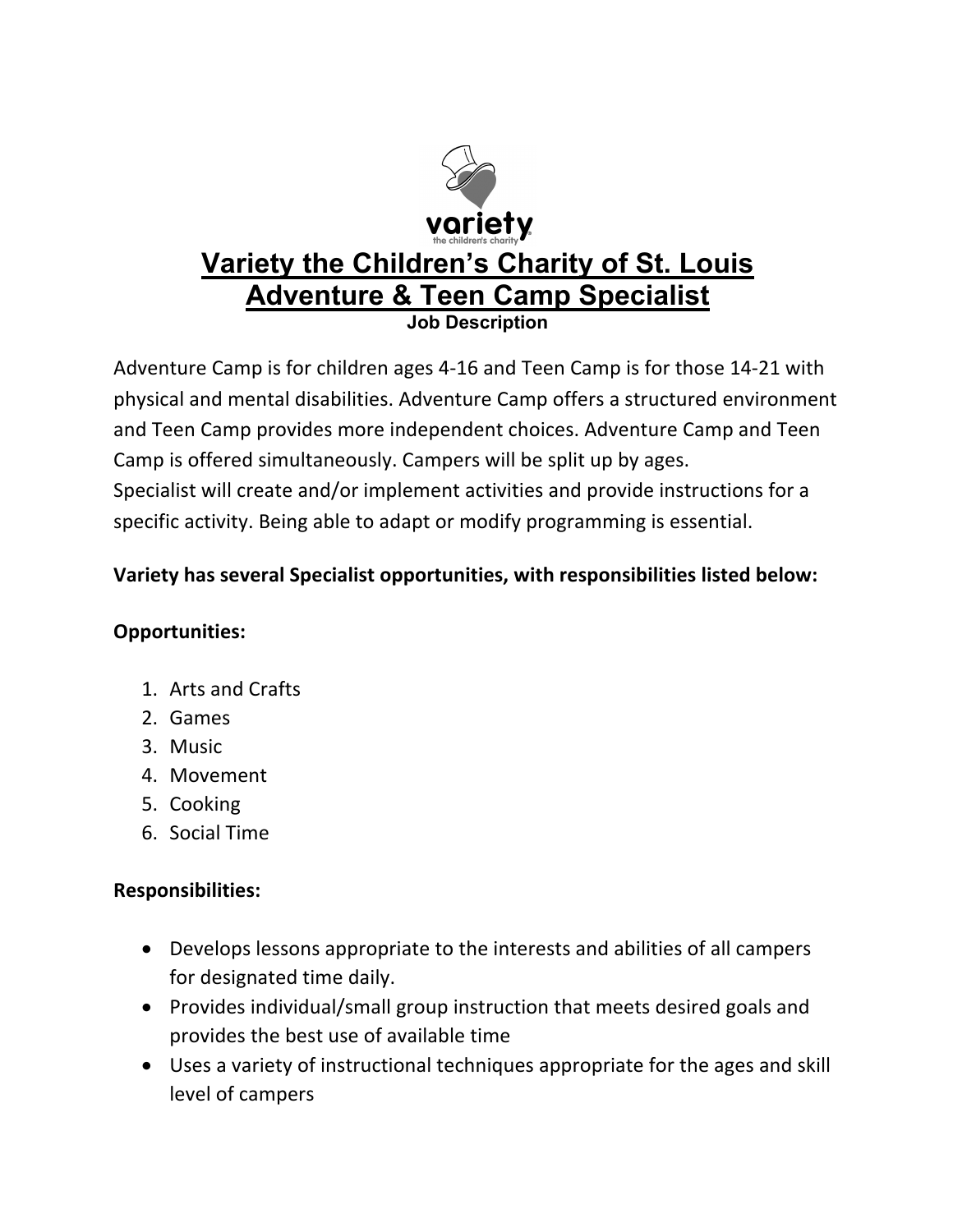# Variety the Children's Charity of St. Louis
# Adventure & Teen Camp Specialist

**Job Description**

Adventure Camp is for children ages 4-16 and Teen Camp is for those 14-21 with physical and mental disabilities. Adventure Camp offers a structured environment and Teen Camp provides more independent choices. Adventure Camp and Teen Camp is offered simultaneously. Campers will be split up by ages.
Specialist will create and/or implement activities and provide instructions for a specific activity. Being able to adapt or modify programming is essential.

**Variety has several Specialist opportunities, with responsibilities listed below:**

**Opportunities:**

1. Arts and Crafts
2. Games
3. Music
4. Movement
5. Cooking
6. Social Time

**Responsibilities:**

- Develops lessons appropriate to the interests and abilities of all campers for designated time daily.
- Provides individual/small group instruction that meets desired goals and provides the best use of available time
- Uses a variety of instructional techniques appropriate for the ages and skill level of campers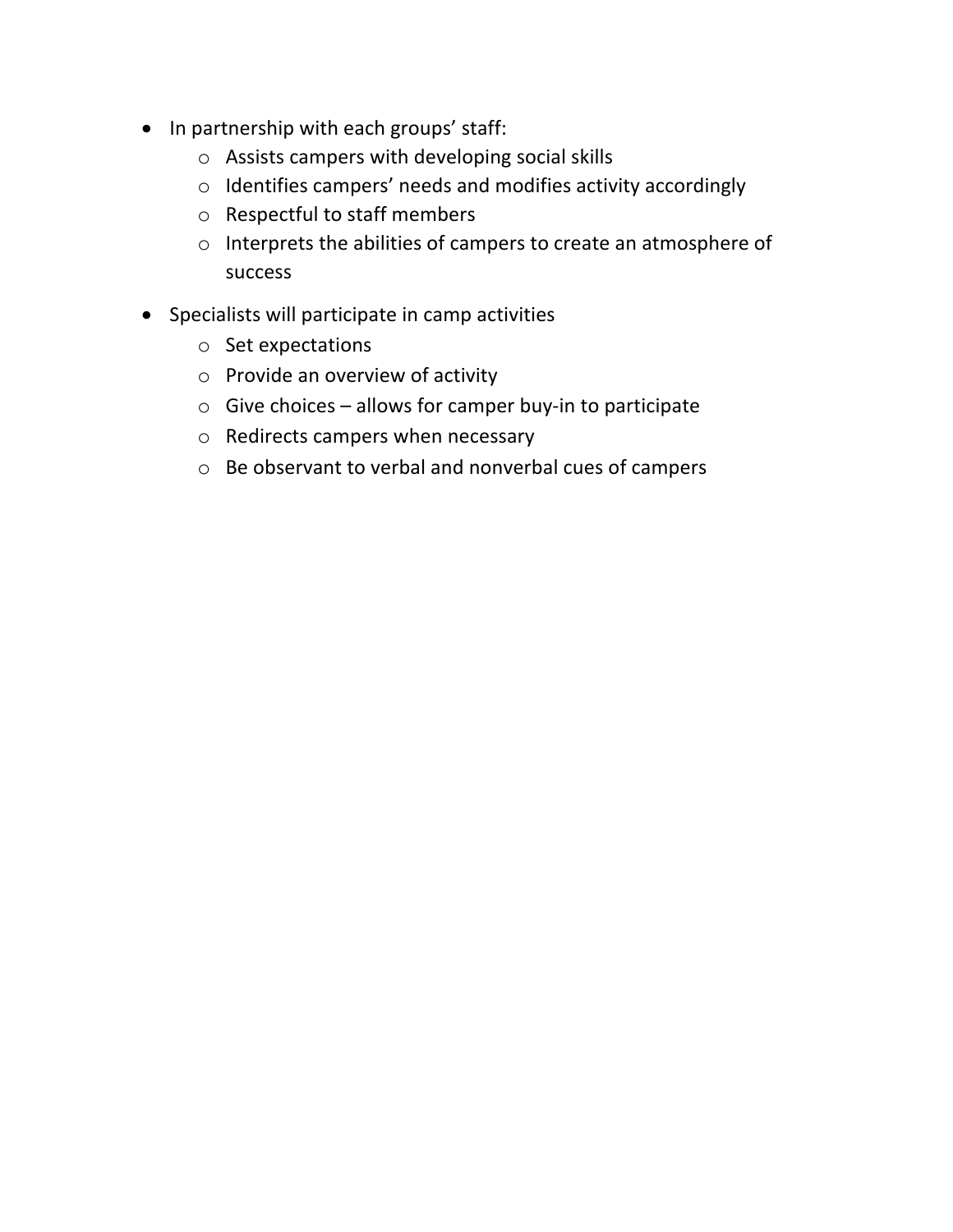- In partnership with each groups' staff:
  - Assists campers with developing social skills
  - Identifies campers' needs and modifies activity accordingly
  - Respectful to staff members
  - Interprets the abilities of campers to create an atmosphere of success
- Specialists will participate in camp activities
  - Set expectations
  - Provide an overview of activity
  - Give choices – allows for camper buy-in to participate
  - Redirects campers when necessary
  - Be observant to verbal and nonverbal cues of campers